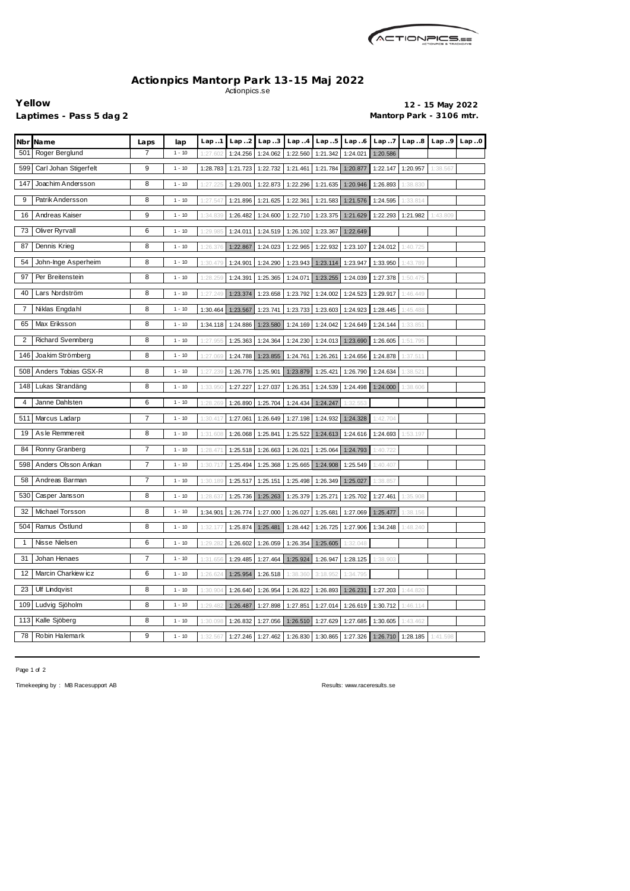# Actionpics Mantorp Park 13-15 Maj 2022

Actionpics.se

**Yellow**

**Laptimes - Pass 5 dag 2**

**12 - 15 May 2022**

**Mantorp Park - 3106 mtr.**

| Nbr | Name | Laps | lap | Lap..1 | Lap..2 | Lap..3 | Lap..4 | Lap..5 | Lap..6 | Lap..7 | Lap..8 | Lap..9 | Lap..0 |
|---|---|---|---|---|---|---|---|---|---|---|---|---|---|
| 501 | Roger Berglund | 7 | 1 - 10 | 1:27.602 | 1:24.256 | 1:24.062 | 1:22.560 | 1:21.342 | 1:24.021 | 1:20.586 | | | |
| 599 | Carl Johan Stigerfelt | 9 | 1 - 10 | 1:28.783 | 1:21.723 | 1:22.732 | 1:21.461 | 1:21.784 | 1:20.877 | 1:22.147 | 1:20.957 | 1:38.567 | |
| 147 | Joachim Andersson | 8 | 1 - 10 | 1:27.225 | 1:29.001 | 1:22.873 | 1:22.296 | 1:21.635 | 1:20.946 | 1:26.893 | 1:38.830 | | |
| 9 | Patrik Andersson | 8 | 1 - 10 | 1:27.547 | 1:21.896 | 1:21.625 | 1:22.361 | 1:21.583 | 1:21.576 | 1:24.595 | 1:33.814 | | |
| 16 | Andreas Kaiser | 9 | 1 - 10 | 1:34.839 | 1:26.482 | 1:24.600 | 1:22.710 | 1:23.375 | 1:21.629 | 1:22.293 | 1:21.982 | 1:43.809 | |
| 73 | Oliver Ryrvall | 6 | 1 - 10 | 1:29.985 | 1:24.011 | 1:24.519 | 1:26.102 | 1:23.367 | 1:22.649 | | | | |
| 87 | Dennis Krieg | 8 | 1 - 10 | 1:26.376 | 1:22.867 | 1:24.023 | 1:22.965 | 1:22.932 | 1:23.107 | 1:24.012 | 1:40.725 | | |
| 54 | John-Inge Asperheim | 8 | 1 - 10 | 1:30.479 | 1:24.901 | 1:24.290 | 1:23.943 | 1:23.114 | 1:23.947 | 1:33.950 | 1:43.789 | | |
| 97 | Per Breitenstein | 8 | 1 - 10 | 1:28.259 | 1:24.391 | 1:25.365 | 1:24.071 | 1:23.255 | 1:24.039 | 1:27.378 | 1:50.475 | | |
| 40 | Lars Nordström | 8 | 1 - 10 | 1:27.249 | 1:23.374 | 1:23.658 | 1:23.792 | 1:24.002 | 1:24.523 | 1:29.917 | 1:46.449 | | |
| 7 | Niklas Engdahl | 8 | 1 - 10 | 1:30.464 | 1:23.567 | 1:23.741 | 1:23.733 | 1:23.603 | 1:24.923 | 1:28.445 | 1:45.488 | | |
| 65 | Max Eriksson | 8 | 1 - 10 | 1:34.118 | 1:24.886 | 1:23.580 | 1:24.169 | 1:24.042 | 1:24.649 | 1:24.144 | 1:33.851 | | |
| 2 | Richard Svennberg | 8 | 1 - 10 | 1:27.955 | 1:25.363 | 1:24.364 | 1:24.230 | 1:24.013 | 1:23.690 | 1:26.605 | 1:51.795 | | |
| 146 | Joakim Strömberg | 8 | 1 - 10 | 1:27.069 | 1:24.788 | 1:23.855 | 1:24.761 | 1:26.261 | 1:24.656 | 1:24.878 | 1:37.511 | | |
| 508 | Anders Tobias GSX-R | 8 | 1 - 10 | 1:27.239 | 1:26.776 | 1:25.901 | 1:23.879 | 1:25.421 | 1:26.790 | 1:24.634 | 1:38.521 | | |
| 148 | Lukas Strandäng | 8 | 1 - 10 | 1:33.950 | 1:27.227 | 1:27.037 | 1:26.351 | 1:24.539 | 1:24.498 | 1:24.000 | 1:38.606 | | |
| 4 | Janne Dahlsten | 6 | 1 - 10 | 1:28.269 | 1:26.890 | 1:25.704 | 1:24.434 | 1:24.247 | 1:32.553 | | | | |
| 511 | Marcus Ladarp | 7 | 1 - 10 | 1:30.417 | 1:27.061 | 1:26.649 | 1:27.198 | 1:24.932 | 1:24.328 | 1:42.704 | | | |
| 19 | Asle Remmereit | 8 | 1 - 10 | 1:31.608 | 1:26.068 | 1:25.841 | 1:25.522 | 1:24.613 | 1:24.616 | 1:24.693 | 1:53.197 | | |
| 84 | Ronny Granberg | 7 | 1 - 10 | 1:28.471 | 1:25.518 | 1:26.663 | 1:26.021 | 1:25.064 | 1:24.793 | 1:40.722 | | | |
| 598 | Anders Olsson Ankan | 7 | 1 - 10 | 1:30.717 | 1:25.494 | 1:25.368 | 1:25.665 | 1:24.908 | 1:25.549 | 1:40.407 | | | |
| 58 | Andreas Barman | 7 | 1 - 10 | 1:30.189 | 1:25.517 | 1:25.151 | 1:25.498 | 1:26.349 | 1:25.027 | 1:38.857 | | | |
| 530 | Casper Jansson | 8 | 1 - 10 | 1:28.637 | 1:25.736 | 1:25.263 | 1:25.379 | 1:25.271 | 1:25.702 | 1:27.461 | 1:35.908 | | |
| 32 | Michael Torsson | 8 | 1 - 10 | 1:34.901 | 1:26.774 | 1:27.000 | 1:26.027 | 1:25.681 | 1:27.069 | 1:25.477 | 1:38.156 | | |
| 504 | Ramus Östlund | 8 | 1 - 10 | 1:32.177 | 1:25.874 | 1:25.481 | 1:28.442 | 1:26.725 | 1:27.906 | 1:34.248 | 1:48.240 | | |
| 1 | Nisse Nielsen | 6 | 1 - 10 | 1:29.282 | 1:26.602 | 1:26.059 | 1:26.354 | 1:25.605 | 1:32.048 | | | | |
| 31 | Johan Henaes | 7 | 1 - 10 | 1:31.656 | 1:29.485 | 1:27.464 | 1:25.924 | 1:26.947 | 1:28.125 | 1:38.903 | | | |
| 12 | Marcin Charkiewicz | 6 | 1 - 10 | 1:26.624 | 1:25.954 | 1:26.518 | 1:38.360 | 3:18.952 | 1:34.795 | | | | |
| 23 | Ulf Lindqvist | 8 | 1 - 10 | 1:30.904 | 1:26.640 | 1:26.954 | 1:26.822 | 1:26.893 | 1:26.231 | 1:27.203 | 1:44.820 | | |
| 109 | Ludvig Sjöholm | 8 | 1 - 10 | 1:29.482 | 1:26.487 | 1:27.898 | 1:27.851 | 1:27.014 | 1:26.619 | 1:30.712 | 1:46.114 | | |
| 113 | Kalle Sjöberg | 8 | 1 - 10 | 1:30.098 | 1:26.832 | 1:27.056 | 1:26.510 | 1:27.629 | 1:27.685 | 1:30.605 | 1:43.462 | | |
| 78 | Robin Halemark | 9 | 1 - 10 | 1:32.567 | 1:27.246 | 1:27.462 | 1:26.830 | 1:30.865 | 1:27.326 | 1:26.710 | 1:28.185 | 1:41.598 | |

Timekeeping by : MB Racesupport AB

Results: www.raceresults.se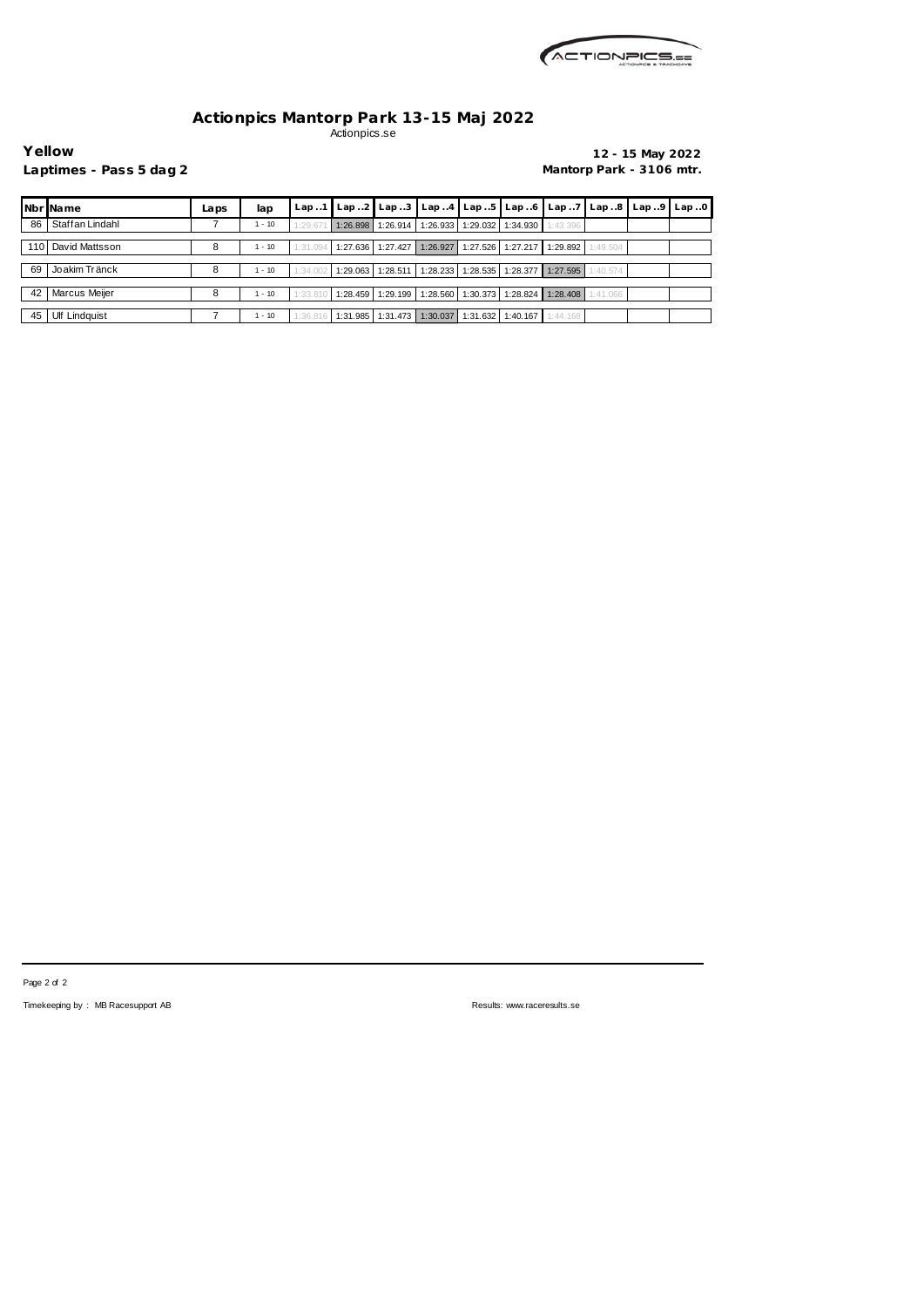# Actionpics Mantorp Park 13-15 Maj 2022

Actionpics.se

**Yellow**

**Laptimes - Pass 5 dag 2**

**12 - 15 May 2022**

**Mantorp Park - 3106 mtr.**

| Nbr | Name | Laps | lap | Lap..1 | Lap..2 | Lap..3 | Lap..4 | Lap..5 | Lap..6 | Lap..7 | Lap..8 | Lap..9 | Lap..0 |
|---|---|---|---|---|---|---|---|---|---|---|---|---|---|
| 86 | Staffan Lindahl | 7 | 1 - 10 | 1:29.671 | 1:26.898 | 1:26.914 | 1:26.933 | 1:29.032 | 1:34.930 | 1:43.396 | | | |
| 110 | David Mattsson | 8 | 1 - 10 | 1:31.094 | 1:27.636 | 1:27.427 | 1:26.927 | 1:27.526 | 1:27.217 | 1:29.892 | 1:49.504 | | |
| 69 | Joakim Tränck | 8 | 1 - 10 | 1:34.002 | 1:29.063 | 1:28.511 | 1:28.233 | 1:28.535 | 1:28.377 | 1:27.595 | 1:40.574 | | |
| 42 | Marcus Meijer | 8 | 1 - 10 | 1:33.810 | 1:28.459 | 1:29.199 | 1:28.560 | 1:30.373 | 1:28.824 | 1:28.408 | 1:41.066 | | |
| 45 | Ulf Lindquist | 7 | 1 - 10 | 1:36.816 | 1:31.985 | 1:31.473 | 1:30.037 | 1:31.632 | 1:40.167 | 1:44.168 | | | |

Timekeeping by : MB Racesupport AB

Results: www.raceresults.se